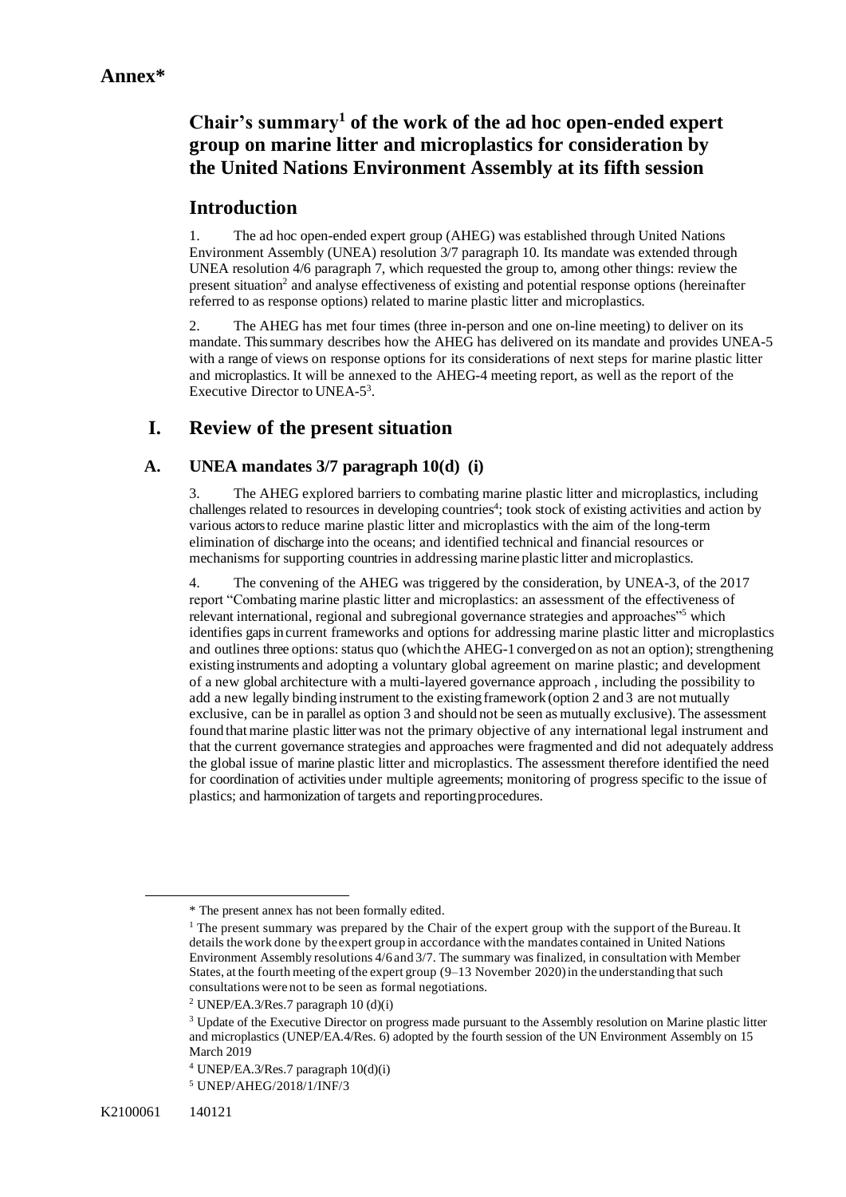# Annex*

## Chair's summary[1] of the work of the ad hoc open-ended expert group on marine litter and microplastics for consideration by the United Nations Environment Assembly at its fifth session

## Introduction

1. The ad hoc open-ended expert group (AHEG) was established through United Nations Environment Assembly (UNEA) resolution 3/7 paragraph 10. Its mandate was extended through UNEA resolution 4/6 paragraph 7, which requested the group to, among other things: review the present situation[2] and analyse effectiveness of existing and potential response options (hereinafter referred to as response options) related to marine plastic litter and microplastics.

2. The AHEG has met four times (three in-person and one on-line meeting) to deliver on its mandate. This summary describes how the AHEG has delivered on its mandate and provides UNEA-5 with a range of views on response options for its considerations of next steps for marine plastic litter and microplastics. It will be annexed to the AHEG-4 meeting report, as well as the report of the Executive Director to UNEA-5[3].

## I. Review of the present situation

### A. UNEA mandates 3/7 paragraph 10(d) (i)

3. The AHEG explored barriers to combating marine plastic litter and microplastics, including challenges related to resources in developing countries[4]; took stock of existing activities and action by various actors to reduce marine plastic litter and microplastics with the aim of the long-term elimination of discharge into the oceans; and identified technical and financial resources or mechanisms for supporting countries in addressing marine plastic litter and microplastics.

4. The convening of the AHEG was triggered by the consideration, by UNEA-3, of the 2017 report "Combating marine plastic litter and microplastics: an assessment of the effectiveness of relevant international, regional and subregional governance strategies and approaches"[5] which identifies gaps in current frameworks and options for addressing marine plastic litter and microplastics and outlines three options: status quo (which the AHEG-1 converged on as not an option); strengthening existing instruments and adopting a voluntary global agreement on marine plastic; and development of a new global architecture with a multi-layered governance approach , including the possibility to add a new legally binding instrument to the existing framework (option 2 and 3 are not mutually exclusive, can be in parallel as option 3 and should not be seen as mutually exclusive). The assessment found that marine plastic litter was not the primary objective of any international legal instrument and that the current governance strategies and approaches were fragmented and did not adequately address the global issue of marine plastic litter and microplastics. The assessment therefore identified the need for coordination of activities under multiple agreements; monitoring of progress specific to the issue of plastics; and harmonization of targets and reporting procedures.

---

\* The present annex has not been formally edited.

[1] The present summary was prepared by the Chair of the expert group with the support of the Bureau. It details the work done by the expert group in accordance with the mandates contained in United Nations Environment Assembly resolutions 4/6 and 3/7. The summary was finalized, in consultation with Member States, at the fourth meeting of the expert group (9–13 November 2020) in the understanding that such consultations were not to be seen as formal negotiations.

[2] UNEP/EA.3/Res.7 paragraph 10 (d)(i)

[3] Update of the Executive Director on progress made pursuant to the Assembly resolution on Marine plastic litter and microplastics (UNEP/EA.4/Res. 6) adopted by the fourth session of the UN Environment Assembly on 15 March 2019

[4] UNEP/EA.3/Res.7 paragraph 10(d)(i)

[5] UNEP/AHEG/2018/1/INF/3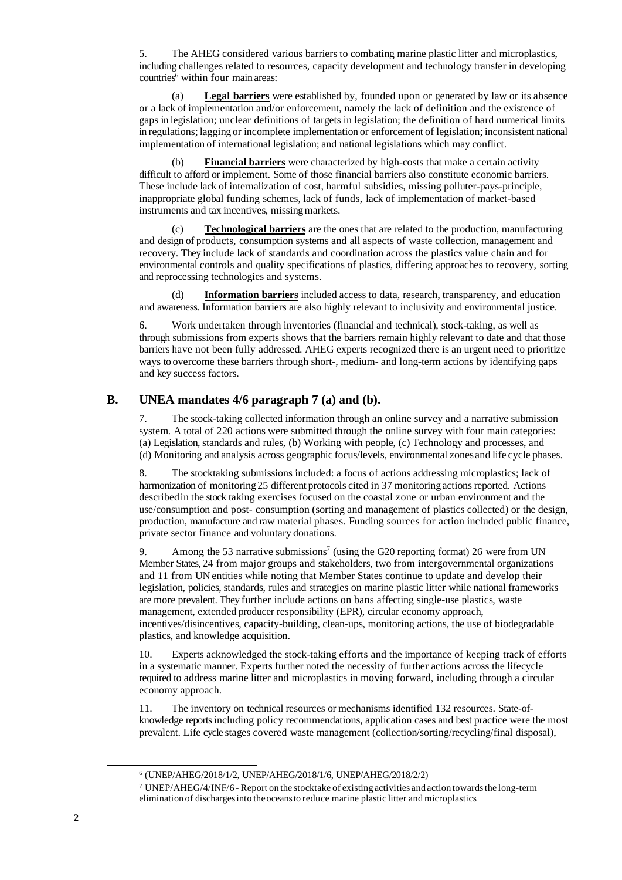5. The AHEG considered various barriers to combating marine plastic litter and microplastics, including challenges related to resources, capacity development and technology transfer in developing countries[6] within four main areas:

(a) **Legal barriers** were established by, founded upon or generated by law or its absence or a lack of implementation and/or enforcement, namely the lack of definition and the existence of gaps in legislation; unclear definitions of targets in legislation; the definition of hard numerical limits in regulations; lagging or incomplete implementation or enforcement of legislation; inconsistent national implementation of international legislation; and national legislations which may conflict.

(b) **Financial barriers** were characterized by high-costs that make a certain activity difficult to afford or implement. Some of those financial barriers also constitute economic barriers. These include lack of internalization of cost, harmful subsidies, missing polluter-pays-principle, inappropriate global funding schemes, lack of funds, lack of implementation of market-based instruments and tax incentives, missing markets.

(c) **Technological barriers** are the ones that are related to the production, manufacturing and design of products, consumption systems and all aspects of waste collection, management and recovery. They include lack of standards and coordination across the plastics value chain and for environmental controls and quality specifications of plastics, differing approaches to recovery, sorting and reprocessing technologies and systems.

(d) **Information barriers** included access to data, research, transparency, and education and awareness. Information barriers are also highly relevant to inclusivity and environmental justice.

6. Work undertaken through inventories (financial and technical), stock-taking, as well as through submissions from experts shows that the barriers remain highly relevant to date and that those barriers have not been fully addressed. AHEG experts recognized there is an urgent need to prioritize ways to overcome these barriers through short-, medium- and long-term actions by identifying gaps and key success factors.

## B. UNEA mandates 4/6 paragraph 7 (a) and (b).

7. The stock-taking collected information through an online survey and a narrative submission system. A total of 220 actions were submitted through the online survey with four main categories: (a) Legislation, standards and rules, (b) Working with people, (c) Technology and processes, and (d) Monitoring and analysis across geographic focus/levels, environmental zones and life cycle phases.

8. The stocktaking submissions included: a focus of actions addressing microplastics; lack of harmonization of monitoring 25 different protocols cited in 37 monitoring actions reported. Actions described in the stock taking exercises focused on the coastal zone or urban environment and the use/consumption and post- consumption (sorting and management of plastics collected) or the design, production, manufacture and raw material phases. Funding sources for action included public finance, private sector finance and voluntary donations.

9. Among the 53 narrative submissions[7] (using the G20 reporting format) 26 were from UN Member States, 24 from major groups and stakeholders, two from intergovernmental organizations and 11 from UN entities while noting that Member States continue to update and develop their legislation, policies, standards, rules and strategies on marine plastic litter while national frameworks are more prevalent. They further include actions on bans affecting single-use plastics, waste management, extended producer responsibility (EPR), circular economy approach, incentives/disincentives, capacity-building, clean-ups, monitoring actions, the use of biodegradable plastics, and knowledge acquisition.

10. Experts acknowledged the stock-taking efforts and the importance of keeping track of efforts in a systematic manner. Experts further noted the necessity of further actions across the lifecycle required to address marine litter and microplastics in moving forward, including through a circular economy approach.

11. The inventory on technical resources or mechanisms identified 132 resources. State-of-knowledge reports including policy recommendations, application cases and best practice were the most prevalent. Life cycle stages covered waste management (collection/sorting/recycling/final disposal),

---

[6] (UNEP/AHEG/2018/1/2, UNEP/AHEG/2018/1/6, UNEP/AHEG/2018/2/2)

[7] UNEP/AHEG/4/INF/6 - Report on the stocktake of existing activities and action towards the long-term elimination of discharges into the oceans to reduce marine plastic litter and microplastics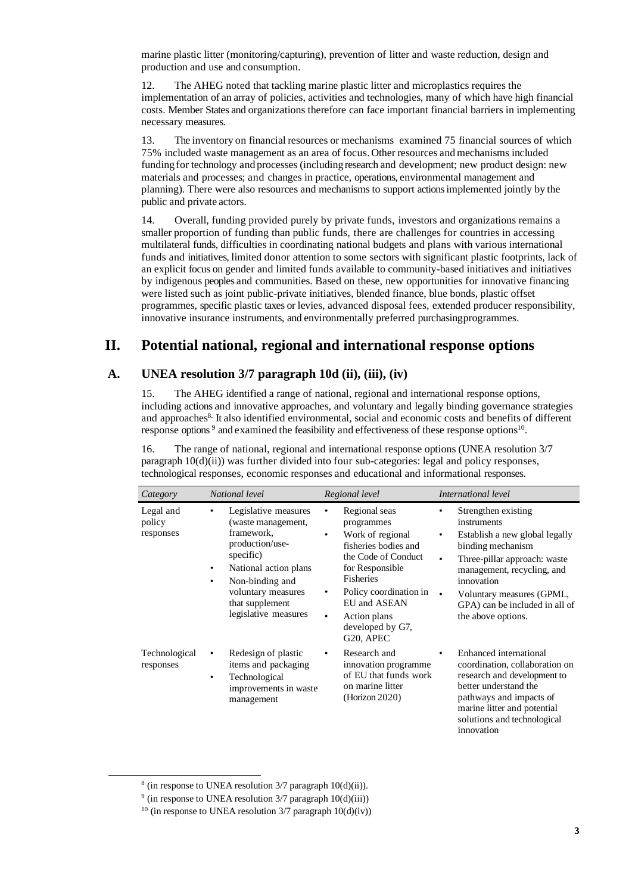marine plastic litter (monitoring/capturing), prevention of litter and waste reduction, design and production and use and consumption.

12. The AHEG noted that tackling marine plastic litter and microplastics requires the implementation of an array of policies, activities and technologies, many of which have high financial costs. Member States and organizations therefore can face important financial barriers in implementing necessary measures.

13. The inventory on financial resources or mechanisms examined 75 financial sources of which 75% included waste management as an area of focus. Other resources and mechanisms included funding for technology and processes (including research and development; new product design: new materials and processes; and changes in practice, operations, environmental management and planning). There were also resources and mechanisms to support actions implemented jointly by the public and private actors.

14. Overall, funding provided purely by private funds, investors and organizations remains a smaller proportion of funding than public funds, there are challenges for countries in accessing multilateral funds, difficulties in coordinating national budgets and plans with various international funds and initiatives, limited donor attention to some sectors with significant plastic footprints, lack of an explicit focus on gender and limited funds available to community-based initiatives and initiatives by indigenous peoples and communities. Based on these, new opportunities for innovative financing were listed such as joint public-private initiatives, blended finance, blue bonds, plastic offset programmes, specific plastic taxes or levies, advanced disposal fees, extended producer responsibility, innovative insurance instruments, and environmentally preferred purchasing programmes.

# II. Potential national, regional and international response options

## A. UNEA resolution 3/7 paragraph 10d (ii), (iii), (iv)

15. The AHEG identified a range of national, regional and international response options, including actions and innovative approaches, and voluntary and legally binding governance strategies and approaches[8]. It also identified environmental, social and economic costs and benefits of different response options[9] and examined the feasibility and effectiveness of these response options[10].

16. The range of national, regional and international response options (UNEA resolution 3/7 paragraph 10(d)(ii)) was further divided into four sub-categories: legal and policy responses, technological responses, economic responses and educational and informational responses.

| *Category* | *National level* | *Regional level* | *International level* |
|---|---|---|---|
| Legal and policy responses | • Legislative measures (waste management, framework, production/use-specific)<br>• National action plans<br>• Non-binding and voluntary measures that supplement legislative measures | • Regional seas programmes<br>• Work of regional fisheries bodies and the Code of Conduct for Responsible Fisheries<br>• Policy coordination in EU and ASEAN<br>• Action plans developed by G7, G20, APEC | • Strengthen existing instruments<br>• Establish a new global legally binding mechanism<br>• Three-pillar approach: waste management, recycling, and innovation<br>• Voluntary measures (GPML, GPA) can be included in all of the above options. |
| Technological responses | • Redesign of plastic items and packaging<br>• Technological improvements in waste management | • Research and innovation programme of EU that funds work on marine litter (Horizon 2020) | • Enhanced international coordination, collaboration on research and development to better understand the pathways and impacts of marine litter and potential solutions and technological innovation |

[8] (in response to UNEA resolution 3/7 paragraph 10(d)(ii)).

[9] (in response to UNEA resolution 3/7 paragraph 10(d)(iii))

[10] (in response to UNEA resolution 3/7 paragraph 10(d)(iv))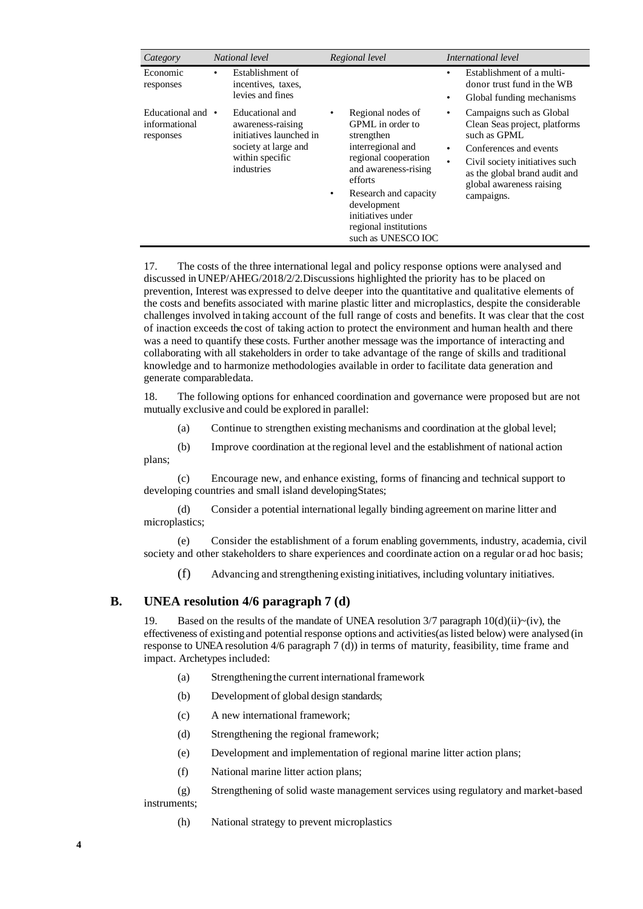| Category | National level | Regional level | International level |
|---|---|---|---|
| Economic responses | • Establishment of incentives, taxes, levies and fines | | • Establishment of a multi-donor trust fund in the WB<br>• Global funding mechanisms |
| Educational and informational responses | • Educational and awareness-raising initiatives launched in society at large and within specific industries | • Regional nodes of GPML in order to strengthen interregional and regional cooperation and awareness-rising efforts<br>• Research and capacity development initiatives under regional institutions such as UNESCO IOC | • Campaigns such as Global Clean Seas project, platforms such as GPML<br>• Conferences and events<br>• Civil society initiatives such as the global brand audit and global awareness raising campaigns. |

17. The costs of the three international legal and policy response options were analysed and discussed in UNEP/AHEG/2018/2/2.Discussions highlighted the priority has to be placed on prevention, Interest was expressed to delve deeper into the quantitative and qualitative elements of the costs and benefits associated with marine plastic litter and microplastics, despite the considerable challenges involved in taking account of the full range of costs and benefits. It was clear that the cost of inaction exceeds the cost of taking action to protect the environment and human health and there was a need to quantify these costs. Further another message was the importance of interacting and collaborating with all stakeholders in order to take advantage of the range of skills and traditional knowledge and to harmonize methodologies available in order to facilitate data generation and generate comparable data.

18. The following options for enhanced coordination and governance were proposed but are not mutually exclusive and could be explored in parallel:

(a) Continue to strengthen existing mechanisms and coordination at the global level;

(b) Improve coordination at the regional level and the establishment of national action plans;

(c) Encourage new, and enhance existing, forms of financing and technical support to developing countries and small island developing States;

(d) Consider a potential international legally binding agreement on marine litter and microplastics;

(e) Consider the establishment of a forum enabling governments, industry, academia, civil society and other stakeholders to share experiences and coordinate action on a regular or ad hoc basis;

(f) Advancing and strengthening existing initiatives, including voluntary initiatives.

## B. UNEA resolution 4/6 paragraph 7 (d)

19. Based on the results of the mandate of UNEA resolution 3/7 paragraph 10(d)(ii)~(iv), the effectiveness of existing and potential response options and activities(as listed below) were analysed (in response to UNEA resolution 4/6 paragraph 7 (d)) in terms of maturity, feasibility, time frame and impact. Archetypes included:

(a) Strengthening the current international framework

(b) Development of global design standards;

(c) A new international framework;

(d) Strengthening the regional framework;

(e) Development and implementation of regional marine litter action plans;

(f) National marine litter action plans;

(g) Strengthening of solid waste management services using regulatory and market-based instruments;

(h) National strategy to prevent microplastics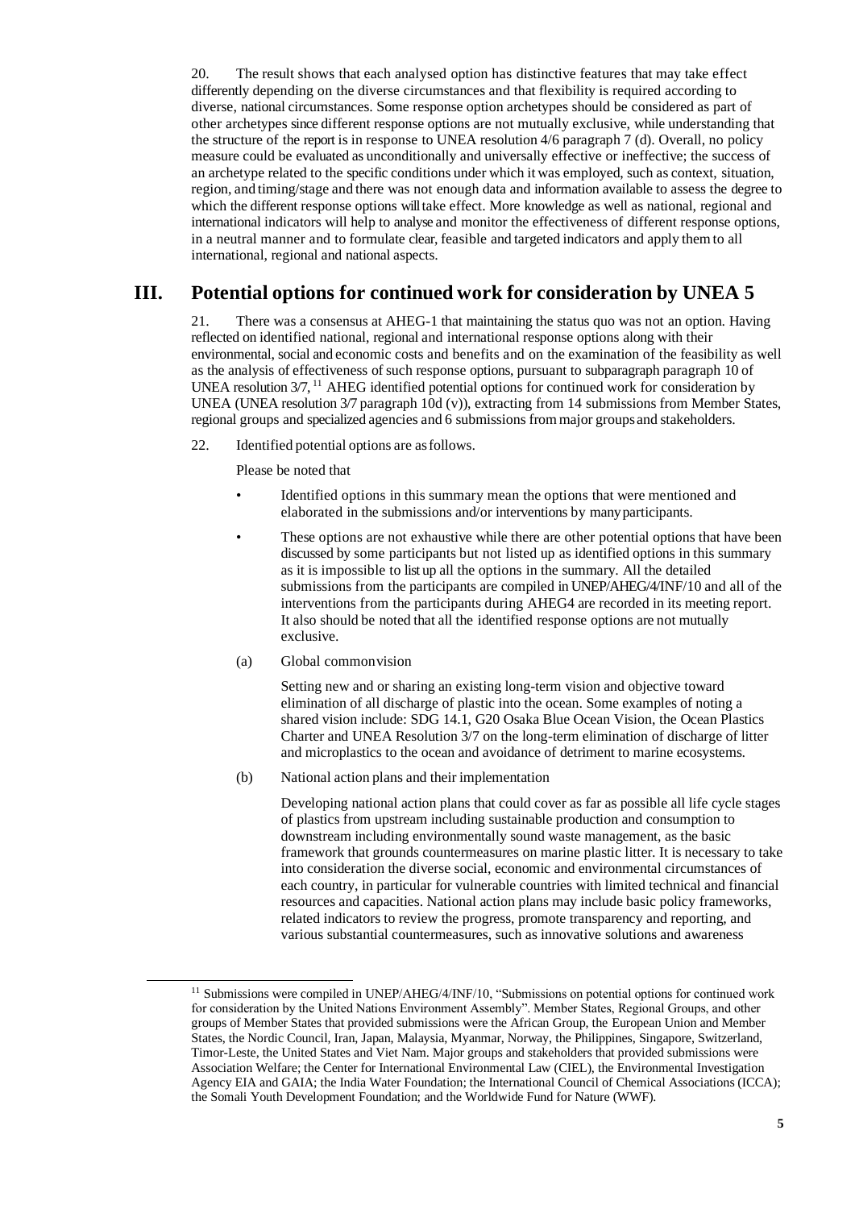20. The result shows that each analysed option has distinctive features that may take effect differently depending on the diverse circumstances and that flexibility is required according to diverse, national circumstances. Some response option archetypes should be considered as part of other archetypes since different response options are not mutually exclusive, while understanding that the structure of the report is in response to UNEA resolution 4/6 paragraph 7 (d). Overall, no policy measure could be evaluated as unconditionally and universally effective or ineffective; the success of an archetype related to the specific conditions under which it was employed, such as context, situation, region, and timing/stage and there was not enough data and information available to assess the degree to which the different response options will take effect. More knowledge as well as national, regional and international indicators will help to analyse and monitor the effectiveness of different response options, in a neutral manner and to formulate clear, feasible and targeted indicators and apply them to all international, regional and national aspects.

## III. Potential options for continued work for consideration by UNEA 5

21. There was a consensus at AHEG-1 that maintaining the status quo was not an option. Having reflected on identified national, regional and international response options along with their environmental, social and economic costs and benefits and on the examination of the feasibility as well as the analysis of effectiveness of such response options, pursuant to subparagraph paragraph 10 of UNEA resolution 3/7,[11] AHEG identified potential options for continued work for consideration by UNEA (UNEA resolution 3/7 paragraph 10d (v)), extracting from 14 submissions from Member States, regional groups and specialized agencies and 6 submissions from major groups and stakeholders.

22. Identified potential options are as follows.

Please be noted that

- Identified options in this summary mean the options that were mentioned and elaborated in the submissions and/or interventions by many participants.
- These options are not exhaustive while there are other potential options that have been discussed by some participants but not listed up as identified options in this summary as it is impossible to list up all the options in the summary. All the detailed submissions from the participants are compiled in UNEP/AHEG/4/INF/10 and all of the interventions from the participants during AHEG4 are recorded in its meeting report. It also should be noted that all the identified response options are not mutually exclusive.

(a) Global common vision

Setting new and or sharing an existing long-term vision and objective toward elimination of all discharge of plastic into the ocean. Some examples of noting a shared vision include: SDG 14.1, G20 Osaka Blue Ocean Vision, the Ocean Plastics Charter and UNEA Resolution 3/7 on the long-term elimination of discharge of litter and microplastics to the ocean and avoidance of detriment to marine ecosystems.

(b) National action plans and their implementation

Developing national action plans that could cover as far as possible all life cycle stages of plastics from upstream including sustainable production and consumption to downstream including environmentally sound waste management, as the basic framework that grounds countermeasures on marine plastic litter. It is necessary to take into consideration the diverse social, economic and environmental circumstances of each country, in particular for vulnerable countries with limited technical and financial resources and capacities. National action plans may include basic policy frameworks, related indicators to review the progress, promote transparency and reporting, and various substantial countermeasures, such as innovative solutions and awareness

[11] Submissions were compiled in UNEP/AHEG/4/INF/10, "Submissions on potential options for continued work for consideration by the United Nations Environment Assembly". Member States, Regional Groups, and other groups of Member States that provided submissions were the African Group, the European Union and Member States, the Nordic Council, Iran, Japan, Malaysia, Myanmar, Norway, the Philippines, Singapore, Switzerland, Timor-Leste, the United States and Viet Nam. Major groups and stakeholders that provided submissions were Association Welfare; the Center for International Environmental Law (CIEL), the Environmental Investigation Agency EIA and GAIA; the India Water Foundation; the International Council of Chemical Associations (ICCA); the Somali Youth Development Foundation; and the Worldwide Fund for Nature (WWF).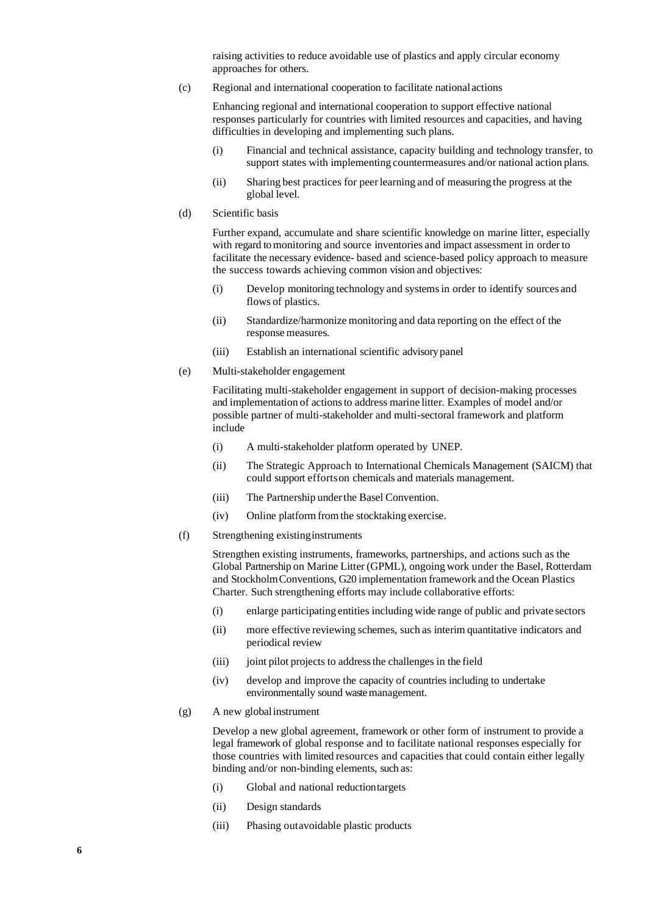raising activities to reduce avoidable use of plastics and apply circular economy approaches for others.

(c) Regional and international cooperation to facilitate national actions

Enhancing regional and international cooperation to support effective national responses particularly for countries with limited resources and capacities, and having difficulties in developing and implementing such plans.

(i) Financial and technical assistance, capacity building and technology transfer, to support states with implementing countermeasures and/or national action plans.

(ii) Sharing best practices for peer learning and of measuring the progress at the global level.

(d) Scientific basis

Further expand, accumulate and share scientific knowledge on marine litter, especially with regard to monitoring and source inventories and impact assessment in order to facilitate the necessary evidence- based and science-based policy approach to measure the success towards achieving common vision and objectives:

(i) Develop monitoring technology and systems in order to identify sources and flows of plastics.

(ii) Standardize/harmonize monitoring and data reporting on the effect of the response measures.

(iii) Establish an international scientific advisory panel

(e) Multi-stakeholder engagement

Facilitating multi-stakeholder engagement in support of decision-making processes and implementation of actions to address marine litter. Examples of model and/or possible partner of multi-stakeholder and multi-sectoral framework and platform include

(i) A multi-stakeholder platform operated by UNEP.

(ii) The Strategic Approach to International Chemicals Management (SAICM) that could support efforts on chemicals and materials management.

(iii) The Partnership under the Basel Convention.

(iv) Online platform from the stocktaking exercise.

(f) Strengthening existing instruments

Strengthen existing instruments, frameworks, partnerships, and actions such as the Global Partnership on Marine Litter (GPML), ongoing work under the Basel, Rotterdam and Stockholm Conventions, G20 implementation framework and the Ocean Plastics Charter. Such strengthening efforts may include collaborative efforts:

(i) enlarge participating entities including wide range of public and private sectors

(ii) more effective reviewing schemes, such as interim quantitative indicators and periodical review

(iii) joint pilot projects to address the challenges in the field

(iv) develop and improve the capacity of countries including to undertake environmentally sound waste management.

(g) A new global instrument

Develop a new global agreement, framework or other form of instrument to provide a legal framework of global response and to facilitate national responses especially for those countries with limited resources and capacities that could contain either legally binding and/or non-binding elements, such as:

(i) Global and national reduction targets

(ii) Design standards

(iii) Phasing out avoidable plastic products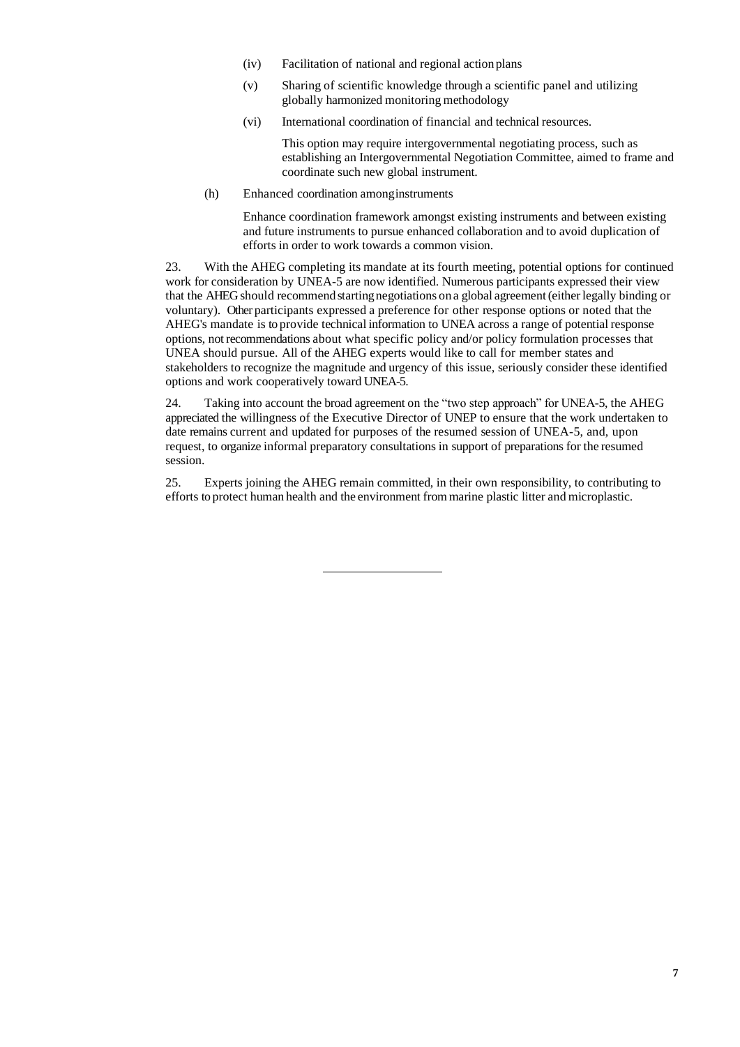(iv) Facilitation of national and regional action plans

(v) Sharing of scientific knowledge through a scientific panel and utilizing globally harmonized monitoring methodology

(vi) International coordination of financial and technical resources.

This option may require intergovernmental negotiating process, such as establishing an Intergovernmental Negotiation Committee, aimed to frame and coordinate such new global instrument.

(h) Enhanced coordination among instruments

Enhance coordination framework amongst existing instruments and between existing and future instruments to pursue enhanced collaboration and to avoid duplication of efforts in order to work towards a common vision.

23. With the AHEG completing its mandate at its fourth meeting, potential options for continued work for consideration by UNEA-5 are now identified. Numerous participants expressed their view that the AHEG should recommend starting negotiations on a global agreement (either legally binding or voluntary). Other participants expressed a preference for other response options or noted that the AHEG's mandate is to provide technical information to UNEA across a range of potential response options, not recommendations about what specific policy and/or policy formulation processes that UNEA should pursue. All of the AHEG experts would like to call for member states and stakeholders to recognize the magnitude and urgency of this issue, seriously consider these identified options and work cooperatively toward UNEA-5.

24. Taking into account the broad agreement on the "two step approach" for UNEA-5, the AHEG appreciated the willingness of the Executive Director of UNEP to ensure that the work undertaken to date remains current and updated for purposes of the resumed session of UNEA-5, and, upon request, to organize informal preparatory consultations in support of preparations for the resumed session.

25. Experts joining the AHEG remain committed, in their own responsibility, to contributing to efforts to protect human health and the environment from marine plastic litter and microplastic.